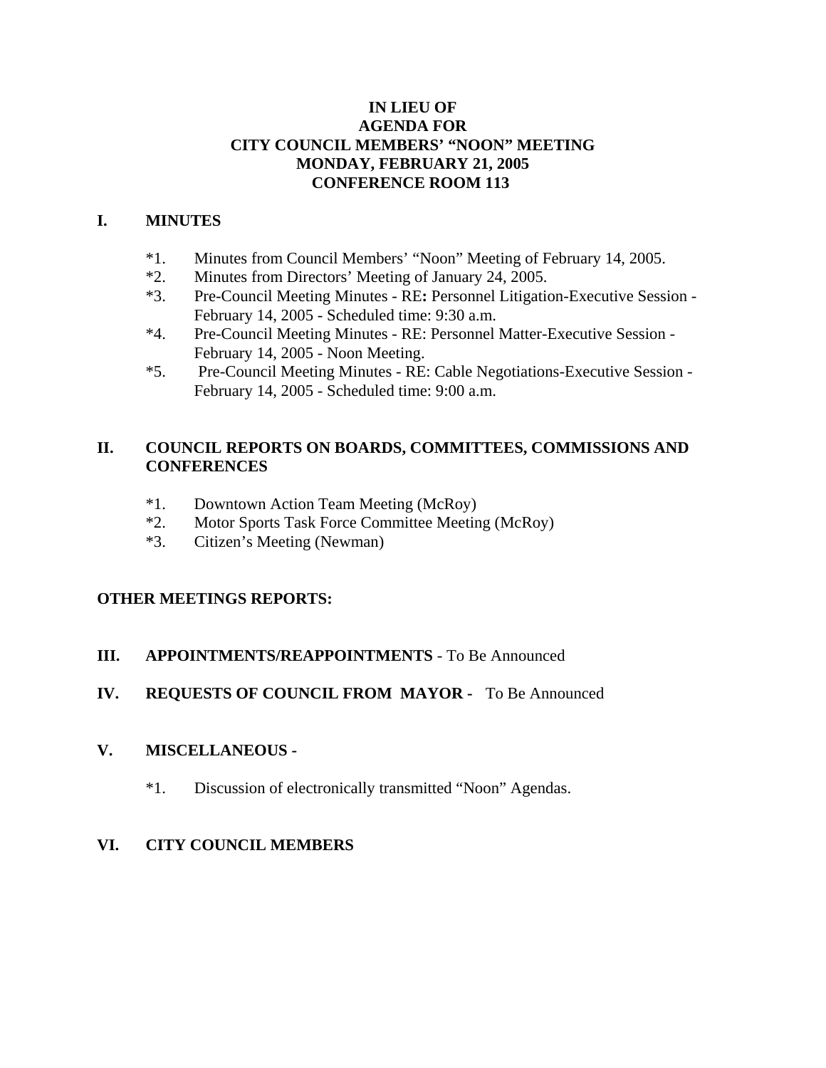**IN LIEU OF**
**AGENDA FOR**
**CITY COUNCIL MEMBERS' "NOON" MEETING**
**MONDAY, FEBRUARY 21, 2005**
**CONFERENCE ROOM 113**

## I. MINUTES

*1. Minutes from Council Members' "Noon" Meeting of February 14, 2005.
*2. Minutes from Directors' Meeting of January 24, 2005.
*3. Pre-Council Meeting Minutes - RE**:** Personnel Litigation-Executive Session - February 14, 2005 - Scheduled time: 9:30 a.m.
*4. Pre-Council Meeting Minutes - RE: Personnel Matter-Executive Session - February 14, 2005 - Noon Meeting.
*5. Pre-Council Meeting Minutes - RE: Cable Negotiations-Executive Session - February 14, 2005 - Scheduled time: 9:00 a.m.

## II. COUNCIL REPORTS ON BOARDS, COMMITTEES, COMMISSIONS AND CONFERENCES

*1. Downtown Action Team Meeting (McRoy)
*2. Motor Sports Task Force Committee Meeting (McRoy)
*3. Citizen's Meeting (Newman)

**OTHER MEETINGS REPORTS:**

## III. APPOINTMENTS/REAPPOINTMENTS - To Be Announced

## IV. REQUESTS OF COUNCIL FROM MAYOR - To Be Announced

## V. MISCELLANEOUS -

*1. Discussion of electronically transmitted "Noon" Agendas.

## VI. CITY COUNCIL MEMBERS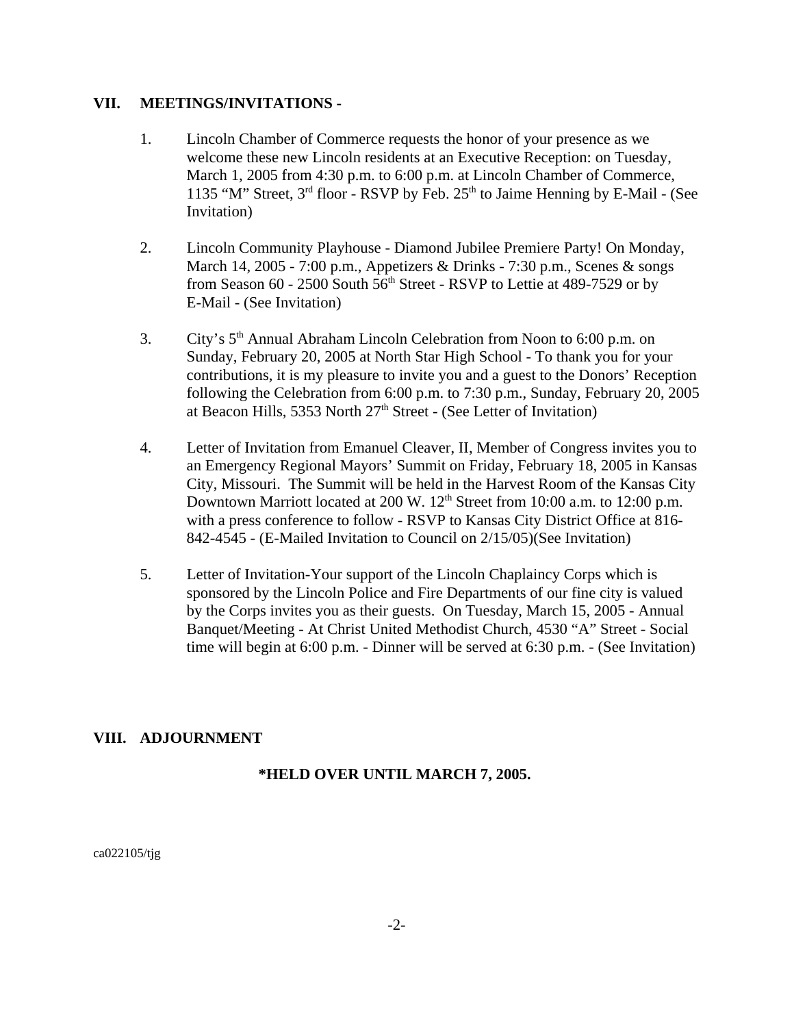## VII. MEETINGS/INVITATIONS -

1. Lincoln Chamber of Commerce requests the honor of your presence as we welcome these new Lincoln residents at an Executive Reception: on Tuesday, March 1, 2005 from 4:30 p.m. to 6:00 p.m. at Lincoln Chamber of Commerce, 1135 "M" Street, 3rd floor - RSVP by Feb. 25th to Jaime Henning by E-Mail - (See Invitation)

2. Lincoln Community Playhouse - Diamond Jubilee Premiere Party! On Monday, March 14, 2005 - 7:00 p.m., Appetizers & Drinks - 7:30 p.m., Scenes & songs from Season 60 - 2500 South 56th Street - RSVP to Lettie at 489-7529 or by E-Mail - (See Invitation)

3. City's 5th Annual Abraham Lincoln Celebration from Noon to 6:00 p.m. on Sunday, February 20, 2005 at North Star High School - To thank you for your contributions, it is my pleasure to invite you and a guest to the Donors' Reception following the Celebration from 6:00 p.m. to 7:30 p.m., Sunday, February 20, 2005 at Beacon Hills, 5353 North 27th Street - (See Letter of Invitation)

4. Letter of Invitation from Emanuel Cleaver, II, Member of Congress invites you to an Emergency Regional Mayors' Summit on Friday, February 18, 2005 in Kansas City, Missouri. The Summit will be held in the Harvest Room of the Kansas City Downtown Marriott located at 200 W. 12th Street from 10:00 a.m. to 12:00 p.m. with a press conference to follow - RSVP to Kansas City District Office at 816-842-4545 - (E-Mailed Invitation to Council on 2/15/05)(See Invitation)

5. Letter of Invitation-Your support of the Lincoln Chaplaincy Corps which is sponsored by the Lincoln Police and Fire Departments of our fine city is valued by the Corps invites you as their guests. On Tuesday, March 15, 2005 - Annual Banquet/Meeting - At Christ United Methodist Church, 4530 "A" Street - Social time will begin at 6:00 p.m. - Dinner will be served at 6:30 p.m. - (See Invitation)

## VIII. ADJOURNMENT

**\*HELD OVER UNTIL MARCH 7, 2005.**

ca022105/tjg